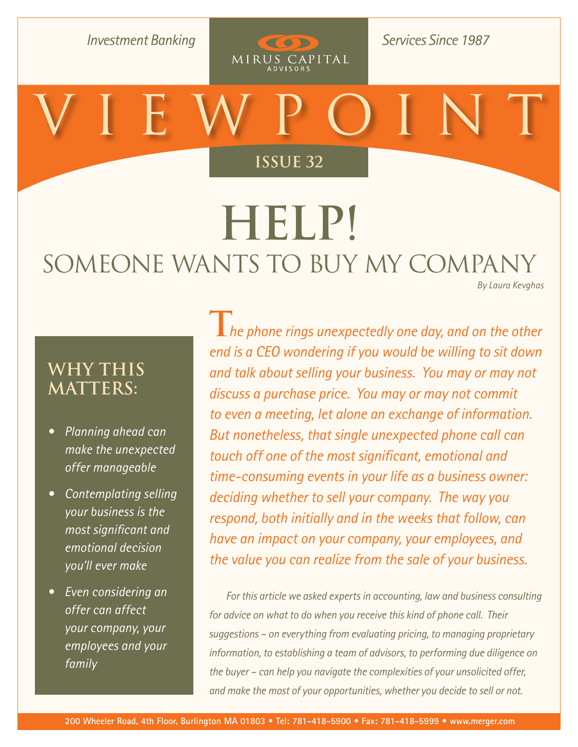*Investment Banking* MIRUS CAPITAL ADVISORS *Services Since 1987*

# VIEWPOINT

**ISSUE 32**

# HELP!

## SOMEONE WANTS TO BUY MY COMPANY

*By Laura Kevghas*

*The phone rings unexpectedly one day, and on the other end is a CEO wondering if you would be willing to sit down and talk about selling your business. You may or may not discuss a purchase price. You may or may not commit to even a meeting, let alone an exchange of information. But nonetheless, that single unexpected phone call can touch off one of the most significant, emotional and time-consuming events in your life as a business owner: deciding whether to sell your company. The way you respond, both initially and in the weeks that follow, can have an impact on your company, your employees, and the value you can realize from the sale of your business.*

*For this article we asked experts in accounting, law and business consulting for advice on what to do when you receive this kind of phone call. Their suggestions – on everything from evaluating pricing, to managing proprietary information, to establishing a team of advisors, to performing due diligence on the buyer – can help you navigate the complexities of your unsolicited offer, and make the most of your opportunities, whether you decide to sell or not.*

### WHY THIS MATTERS:

- *Planning ahead can make the unexpected offer manageable*
- *Contemplating selling your business is the most significant and emotional decision you'll ever make*
- *Even considering an offer can affect your company, your employees and your family*

200 Wheeler Road, 4th Floor, Burlington MA 01803 • Tel: 781-418-5900 • Fax: 781-418-5999 • www.merger.com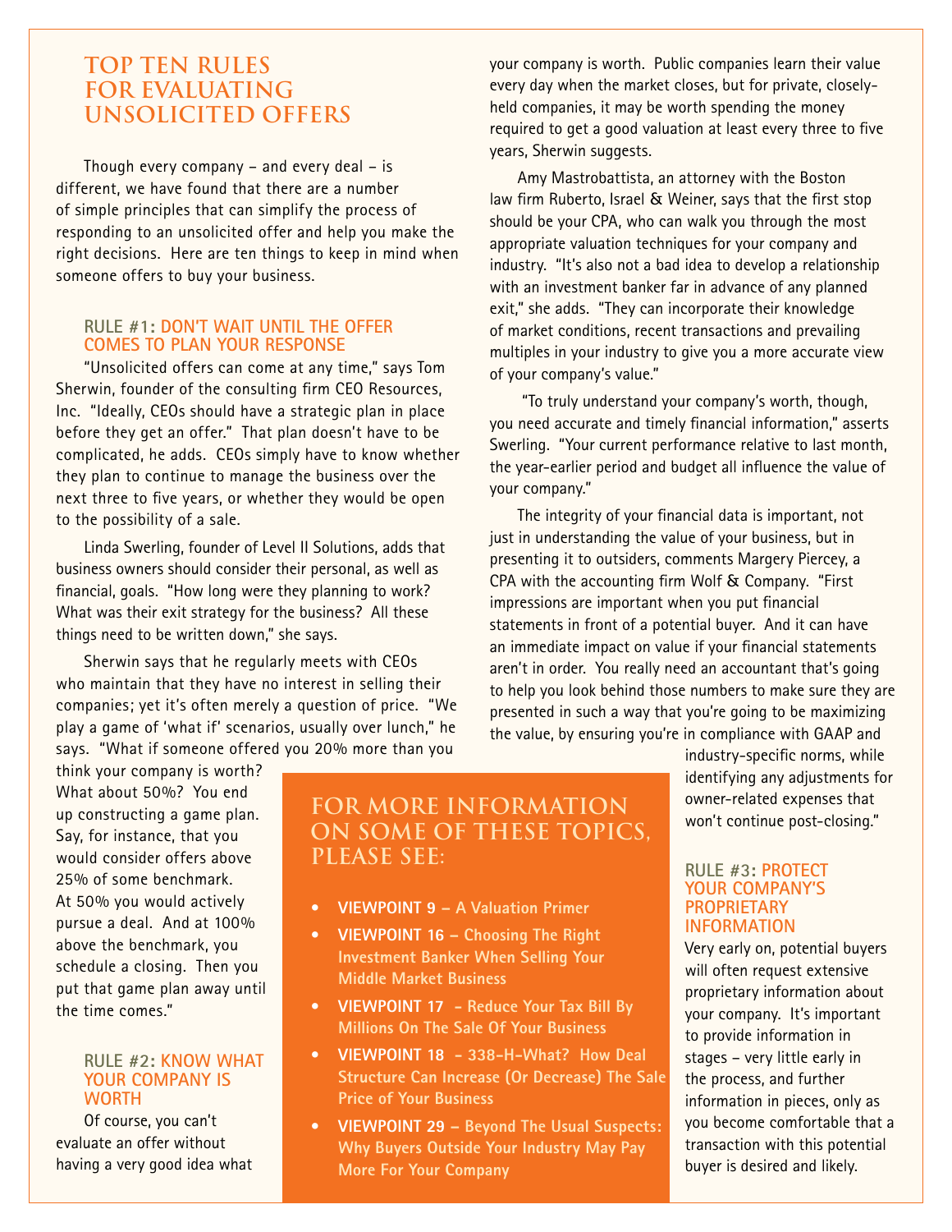# TOP TEN RULES FOR EVALUATING UNSOLICITED OFFERS

Though every company – and every deal – is different, we have found that there are a number of simple principles that can simplify the process of responding to an unsolicited offer and help you make the right decisions. Here are ten things to keep in mind when someone offers to buy your business.

### RULE #1: DON'T WAIT UNTIL THE OFFER COMES TO PLAN YOUR RESPONSE

"Unsolicited offers can come at any time," says Tom Sherwin, founder of the consulting firm CEO Resources, Inc. "Ideally, CEOs should have a strategic plan in place before they get an offer." That plan doesn't have to be complicated, he adds. CEOs simply have to know whether they plan to continue to manage the business over the next three to five years, or whether they would be open to the possibility of a sale.

Linda Swerling, founder of Level II Solutions, adds that business owners should consider their personal, as well as financial, goals. "How long were they planning to work? What was their exit strategy for the business? All these things need to be written down," she says.

Sherwin says that he regularly meets with CEOs who maintain that they have no interest in selling their companies; yet it's often merely a question of price. "We play a game of 'what if' scenarios, usually over lunch," he says. "What if someone offered you 20% more than you think your company is worth? What about 50%? You end up constructing a game plan. Say, for instance, that you would consider offers above 25% of some benchmark. At 50% you would actively pursue a deal. And at 100% above the benchmark, you schedule a closing. Then you put that game plan away until the time comes."

### RULE #2: KNOW WHAT YOUR COMPANY IS WORTH

Of course, you can't evaluate an offer without having a very good idea what your company is worth. Public companies learn their value every day when the market closes, but for private, closely-held companies, it may be worth spending the money required to get a good valuation at least every three to five years, Sherwin suggests.

Amy Mastrobattista, an attorney with the Boston law firm Ruberto, Israel & Weiner, says that the first stop should be your CPA, who can walk you through the most appropriate valuation techniques for your company and industry. "It's also not a bad idea to develop a relationship with an investment banker far in advance of any planned exit," she adds. "They can incorporate their knowledge of market conditions, recent transactions and prevailing multiples in your industry to give you a more accurate view of your company's value."

"To truly understand your company's worth, though, you need accurate and timely financial information," asserts Swerling. "Your current performance relative to last month, the year-earlier period and budget all influence the value of your company."

The integrity of your financial data is important, not just in understanding the value of your business, but in presenting it to outsiders, comments Margery Piercey, a CPA with the accounting firm Wolf & Company. "First impressions are important when you put financial statements in front of a potential buyer. And it can have an immediate impact on value if your financial statements aren't in order. You really need an accountant that's going to help you look behind those numbers to make sure they are presented in such a way that you're going to be maximizing the value, by ensuring you're in compliance with GAAP and industry-specific norms, while identifying any adjustments for owner-related expenses that won't continue post-closing."

### RULE #3: PROTECT YOUR COMPANY'S PROPRIETARY INFORMATION

Very early on, potential buyers will often request extensive proprietary information about your company. It's important to provide information in stages – very little early in the process, and further information in pieces, only as you become comfortable that a transaction with this potential buyer is desired and likely.

## FOR MORE INFORMATION ON SOME OF THESE TOPICS, PLEASE SEE:

- **VIEWPOINT 9 – A Valuation Primer**
- **VIEWPOINT 16 – Choosing The Right Investment Banker When Selling Your Middle Market Business**
- **VIEWPOINT 17 - Reduce Your Tax Bill By Millions On The Sale Of Your Business**
- **VIEWPOINT 18 - 338-H-What? How Deal Structure Can Increase (Or Decrease) The Sale Price of Your Business**
- **VIEWPOINT 29 – Beyond The Usual Suspects: Why Buyers Outside Your Industry May Pay More For Your Company**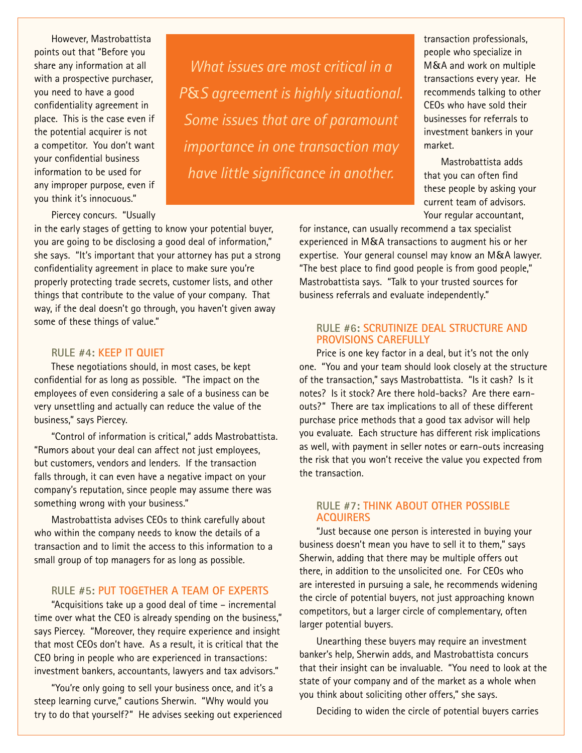However, Mastrobattista points out that "Before you share any information at all with a prospective purchaser, you need to have a good confidentiality agreement in place. This is the case even if the potential acquirer is not a competitor. You don't want your confidential business information to be used for any improper purpose, even if you think it's innocuous."

Piercey concurs. "Usually in the early stages of getting to know your potential buyer, you are going to be disclosing a good deal of information," she says. "It's important that your attorney has put a strong confidentiality agreement in place to make sure you're properly protecting trade secrets, customer lists, and other things that contribute to the value of your company. That way, if the deal doesn't go through, you haven't given away some of these things of value."

> *What issues are most critical in a P&S agreement is highly situational. Some issues that are of paramount importance in one transaction may have little significance in another.*

### RULE #4: KEEP IT QUIET

These negotiations should, in most cases, be kept confidential for as long as possible. "The impact on the employees of even considering a sale of a business can be very unsettling and actually can reduce the value of the business," says Piercey.

"Control of information is critical," adds Mastrobattista. "Rumors about your deal can affect not just employees, but customers, vendors and lenders. If the transaction falls through, it can even have a negative impact on your company's reputation, since people may assume there was something wrong with your business."

Mastrobattista advises CEOs to think carefully about who within the company needs to know the details of a transaction and to limit the access to this information to a small group of top managers for as long as possible.

### RULE #5: PUT TOGETHER A TEAM OF EXPERTS

"Acquisitions take up a good deal of time – incremental time over what the CEO is already spending on the business," says Piercey. "Moreover, they require experience and insight that most CEOs don't have. As a result, it is critical that the CEO bring in people who are experienced in transactions: investment bankers, accountants, lawyers and tax advisors."

"You're only going to sell your business once, and it's a steep learning curve," cautions Sherwin. "Why would you try to do that yourself?" He advises seeking out experienced transaction professionals, people who specialize in M&A and work on multiple transactions every year. He recommends talking to other CEOs who have sold their businesses for referrals to investment bankers in your market.

Mastrobattista adds that you can often find these people by asking your current team of advisors. Your regular accountant, for instance, can usually recommend a tax specialist experienced in M&A transactions to augment his or her expertise. Your general counsel may know an M&A lawyer. "The best place to find good people is from good people," Mastrobattista says. "Talk to your trusted sources for business referrals and evaluate independently."

### RULE #6: SCRUTINIZE DEAL STRUCTURE AND PROVISIONS CAREFULLY

Price is one key factor in a deal, but it's not the only one. "You and your team should look closely at the structure of the transaction," says Mastrobattista. "Is it cash? Is it notes? Is it stock? Are there hold-backs? Are there earn-outs?" There are tax implications to all of these different purchase price methods that a good tax advisor will help you evaluate. Each structure has different risk implications as well, with payment in seller notes or earn-outs increasing the risk that you won't receive the value you expected from the transaction.

### RULE #7: THINK ABOUT OTHER POSSIBLE ACQUIRERS

"Just because one person is interested in buying your business doesn't mean you have to sell it to them," says Sherwin, adding that there may be multiple offers out there, in addition to the unsolicited one. For CEOs who are interested in pursuing a sale, he recommends widening the circle of potential buyers, not just approaching known competitors, but a larger circle of complementary, often larger potential buyers.

Unearthing these buyers may require an investment banker's help, Sherwin adds, and Mastrobattista concurs that their insight can be invaluable. "You need to look at the state of your company and of the market as a whole when you think about soliciting other offers," she says.

Deciding to widen the circle of potential buyers carries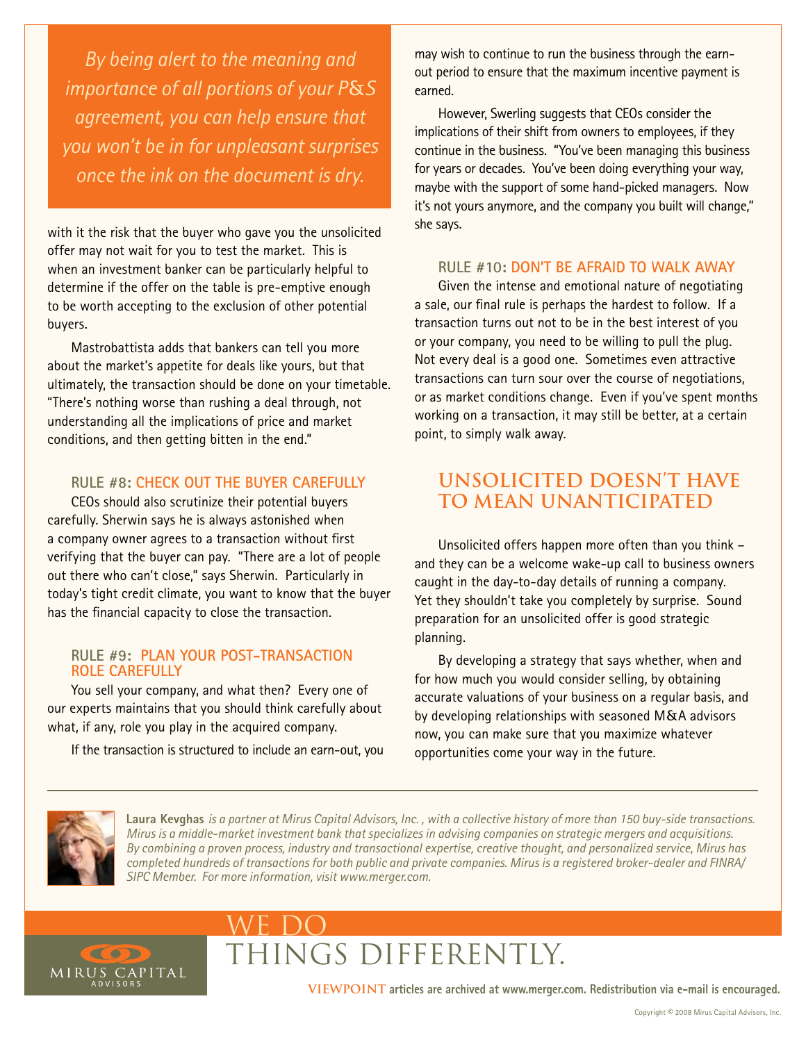*By being alert to the meaning and importance of all portions of your P&S agreement, you can help ensure that you won't be in for unpleasant surprises once the ink on the document is dry.*

with it the risk that the buyer who gave you the unsolicited offer may not wait for you to test the market. This is when an investment banker can be particularly helpful to determine if the offer on the table is pre-emptive enough to be worth accepting to the exclusion of other potential buyers.

Mastrobattista adds that bankers can tell you more about the market's appetite for deals like yours, but that ultimately, the transaction should be done on your timetable. "There's nothing worse than rushing a deal through, not understanding all the implications of price and market conditions, and then getting bitten in the end."

### RULE #8: CHECK OUT THE BUYER CAREFULLY

CEOs should also scrutinize their potential buyers carefully. Sherwin says he is always astonished when a company owner agrees to a transaction without first verifying that the buyer can pay. "There are a lot of people out there who can't close," says Sherwin. Particularly in today's tight credit climate, you want to know that the buyer has the financial capacity to close the transaction.

### RULE #9: PLAN YOUR POST-TRANSACTION ROLE CAREFULLY

You sell your company, and what then? Every one of our experts maintains that you should think carefully about what, if any, role you play in the acquired company.

If the transaction is structured to include an earn-out, you may wish to continue to run the business through the earn-out period to ensure that the maximum incentive payment is earned.

However, Swerling suggests that CEOs consider the implications of their shift from owners to employees, if they continue in the business. "You've been managing this business for years or decades. You've been doing everything your way, maybe with the support of some hand-picked managers. Now it's not yours anymore, and the company you built will change," she says.

### RULE #10: DON'T BE AFRAID TO WALK AWAY

Given the intense and emotional nature of negotiating a sale, our final rule is perhaps the hardest to follow. If a transaction turns out not to be in the best interest of you or your company, you need to be willing to pull the plug. Not every deal is a good one. Sometimes even attractive transactions can turn sour over the course of negotiations, or as market conditions change. Even if you've spent months working on a transaction, it may still be better, at a certain point, to simply walk away.

## UNSOLICITED DOESN'T HAVE TO MEAN UNANTICIPATED

Unsolicited offers happen more often than you think – and they can be a welcome wake-up call to business owners caught in the day-to-day details of running a company. Yet they shouldn't take you completely by surprise. Sound preparation for an unsolicited offer is good strategic planning.

By developing a strategy that says whether, when and for how much you would consider selling, by obtaining accurate valuations of your business on a regular basis, and by developing relationships with seasoned M&A advisors now, you can make sure that you maximize whatever opportunities come your way in the future.

---

**Laura Kevghas** *is a partner at Mirus Capital Advisors, Inc. , with a collective history of more than 150 buy-side transactions. Mirus is a middle-market investment bank that specializes in advising companies on strategic mergers and acquisitions. By combining a proven process, industry and transactional expertise, creative thought, and personalized service, Mirus has completed hundreds of transactions for both public and private companies. Mirus is a registered broker-dealer and FINRA/SIPC Member. For more information, visit www.merger.com.*

MIRUS CAPITAL ADVISORS

WE DO THINGS DIFFERENTLY.

**VIEWPOINT articles are archived at www.merger.com. Redistribution via e-mail is encouraged.**

Copyright © 2008 Mirus Capital Advisors, Inc.